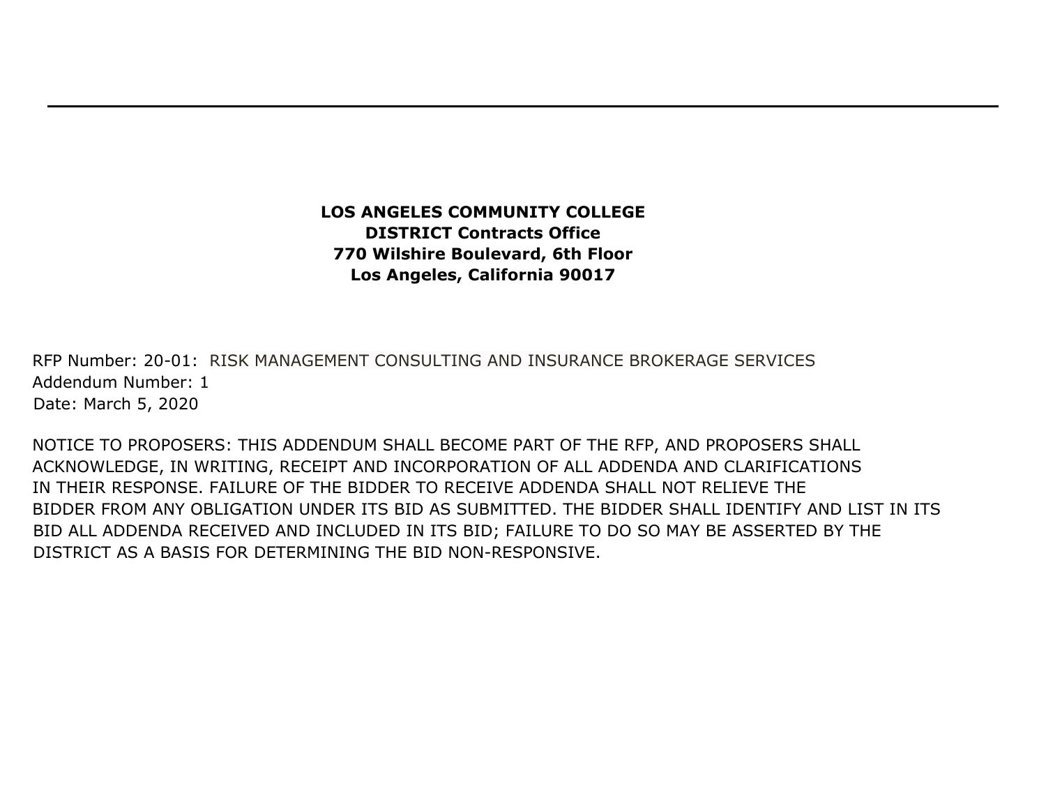---

**LOS ANGELES COMMUNITY COLLEGE**
**DISTRICT Contracts Office**
**770 Wilshire Boulevard, 6th Floor**
**Los Angeles, California 90017**

RFP Number: 20-01: RISK MANAGEMENT CONSULTING AND INSURANCE BROKERAGE SERVICES
Addendum Number: 1
Date: March 5, 2020

NOTICE TO PROPOSERS: THIS ADDENDUM SHALL BECOME PART OF THE RFP, AND PROPOSERS SHALL ACKNOWLEDGE, IN WRITING, RECEIPT AND INCORPORATION OF ALL ADDENDA AND CLARIFICATIONS IN THEIR RESPONSE. FAILURE OF THE BIDDER TO RECEIVE ADDENDA SHALL NOT RELIEVE THE BIDDER FROM ANY OBLIGATION UNDER ITS BID AS SUBMITTED. THE BIDDER SHALL IDENTIFY AND LIST IN ITS BID ALL ADDENDA RECEIVED AND INCLUDED IN ITS BID; FAILURE TO DO SO MAY BE ASSERTED BY THE DISTRICT AS A BASIS FOR DETERMINING THE BID NON-RESPONSIVE.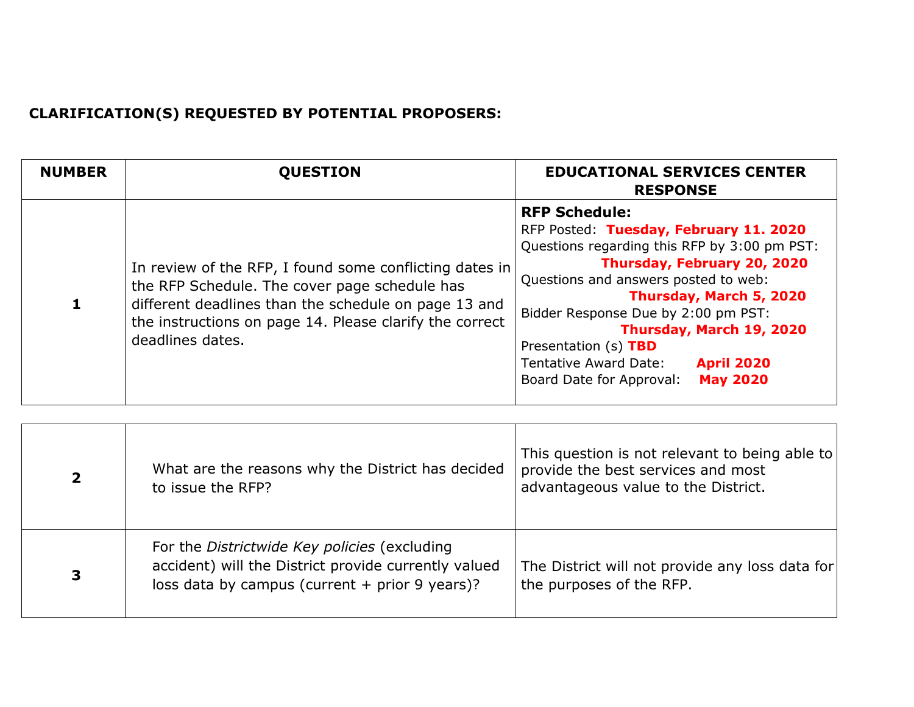**CLARIFICATION(S) REQUESTED BY POTENTIAL PROPOSERS:**

| NUMBER | QUESTION | EDUCATIONAL SERVICES CENTER RESPONSE |
|---|---|---|
| 1 | In review of the RFP, I found some conflicting dates in the RFP Schedule. The cover page schedule has different deadlines than the schedule on page 13 and the instructions on page 14. Please clarify the correct deadlines dates. | **RFP Schedule:**<br>RFP Posted: **Tuesday, February 11. 2020**<br>Questions regarding this RFP by 3:00 pm PST: **Thursday, February 20, 2020**<br>Questions and answers posted to web: **Thursday, March 5, 2020**<br>Bidder Response Due by 2:00 pm PST: **Thursday, March 19, 2020**<br>Presentation (s) **TBD**<br>Tentative Award Date: **April 2020**<br>Board Date for Approval: **May 2020** |
| 2 | What are the reasons why the District has decided to issue the RFP? | This question is not relevant to being able to provide the best services and most advantageous value to the District. |
| 3 | For the *Districtwide Key policies* (excluding accident) will the District provide currently valued loss data by campus (current + prior 9 years)? | The District will not provide any loss data for the purposes of the RFP. |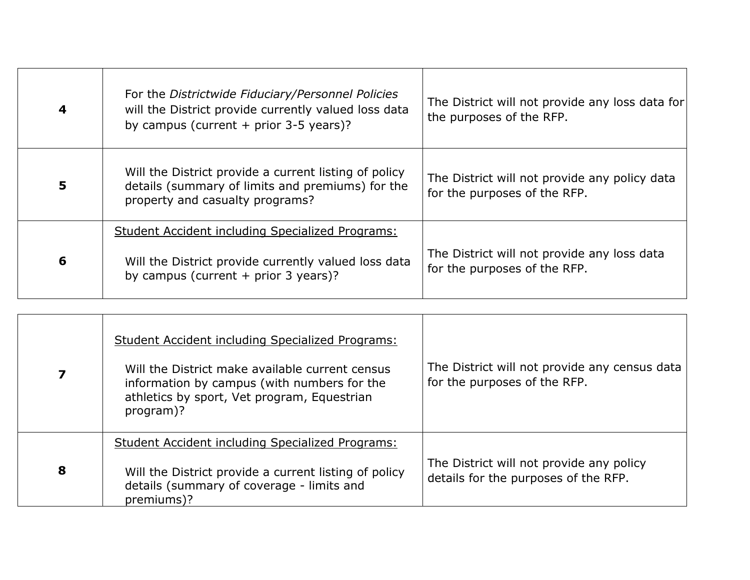| | | |
|---|---|---|
| **4** | For the *Districtwide Fiduciary/Personnel Policies* will the District provide currently valued loss data by campus (current + prior 3-5 years)? | The District will not provide any loss data for the purposes of the RFP. |
| **5** | Will the District provide a current listing of policy details (summary of limits and premiums) for the property and casualty programs? | The District will not provide any policy data for the purposes of the RFP. |
| **6** | <u>Student Accident including Specialized Programs:</u><br><br>Will the District provide currently valued loss data by campus (current + prior 3 years)? | The District will not provide any loss data for the purposes of the RFP. |
| **7** | <u>Student Accident including Specialized Programs:</u><br><br>Will the District make available current census information by campus (with numbers for the athletics by sport, Vet program, Equestrian program)? | The District will not provide any census data for the purposes of the RFP. |
| **8** | <u>Student Accident including Specialized Programs:</u><br><br>Will the District provide a current listing of policy details (summary of coverage - limits and premiums)? | The District will not provide any policy details for the purposes of the RFP. |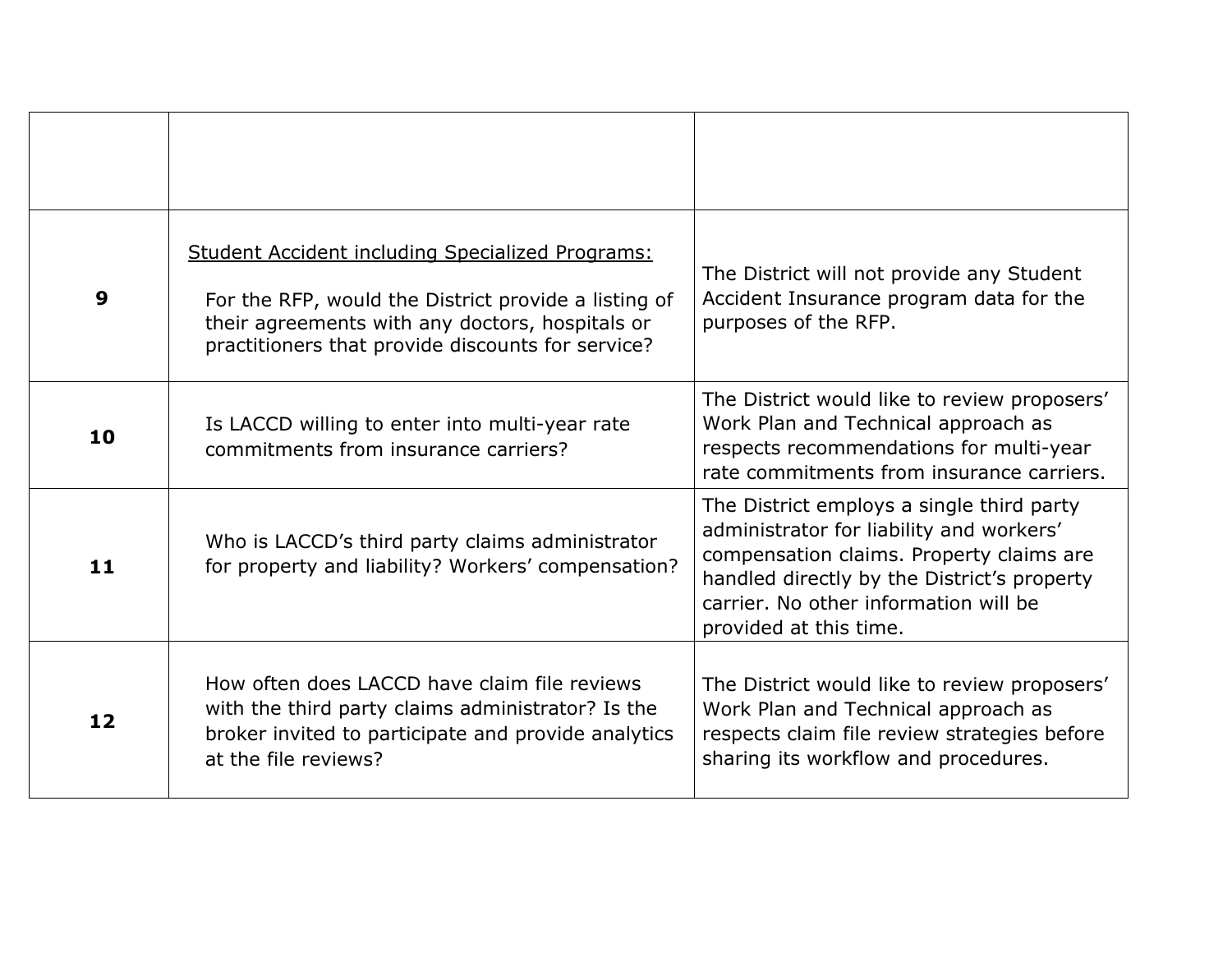| | | |
|---|---|---|
| 9 | <u>Student Accident including Specialized Programs:</u><br><br>For the RFP, would the District provide a listing of their agreements with any doctors, hospitals or practitioners that provide discounts for service? | The District will not provide any Student Accident Insurance program data for the purposes of the RFP. |
| 10 | Is LACCD willing to enter into multi-year rate commitments from insurance carriers? | The District would like to review proposers' Work Plan and Technical approach as respects recommendations for multi-year rate commitments from insurance carriers. |
| 11 | Who is LACCD's third party claims administrator for property and liability? Workers' compensation? | The District employs a single third party administrator for liability and workers' compensation claims. Property claims are handled directly by the District's property carrier. No other information will be provided at this time. |
| 12 | How often does LACCD have claim file reviews with the third party claims administrator? Is the broker invited to participate and provide analytics at the file reviews? | The District would like to review proposers' Work Plan and Technical approach as respects claim file review strategies before sharing its workflow and procedures. |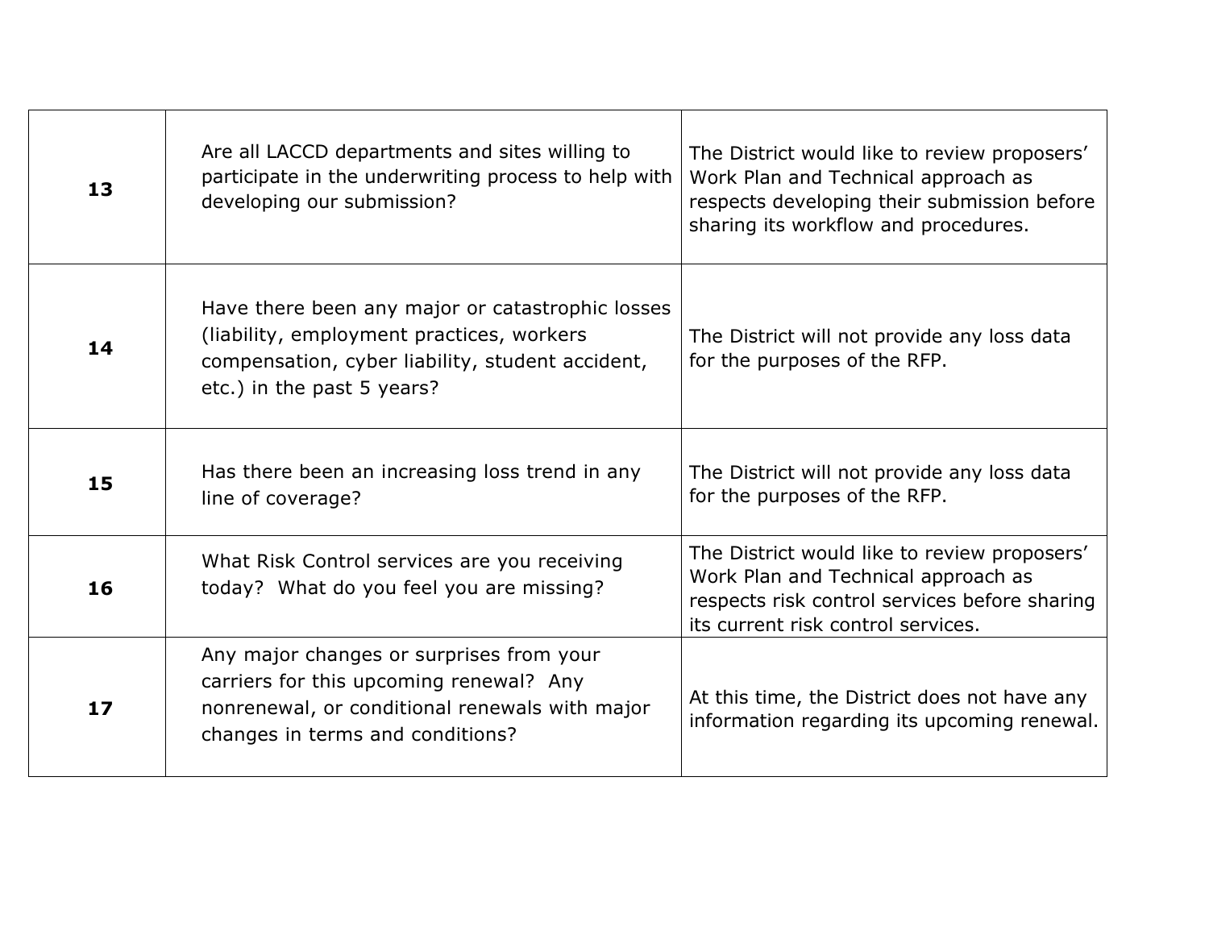| | | |
|---|---|---|
| **13** | Are all LACCD departments and sites willing to participate in the underwriting process to help with developing our submission? | The District would like to review proposers' Work Plan and Technical approach as respects developing their submission before sharing its workflow and procedures. |
| **14** | Have there been any major or catastrophic losses (liability, employment practices, workers compensation, cyber liability, student accident, etc.) in the past 5 years? | The District will not provide any loss data for the purposes of the RFP. |
| **15** | Has there been an increasing loss trend in any line of coverage? | The District will not provide any loss data for the purposes of the RFP. |
| **16** | What Risk Control services are you receiving today? What do you feel you are missing? | The District would like to review proposers' Work Plan and Technical approach as respects risk control services before sharing its current risk control services. |
| **17** | Any major changes or surprises from your carriers for this upcoming renewal? Any nonrenewal, or conditional renewals with major changes in terms and conditions? | At this time, the District does not have any information regarding its upcoming renewal. |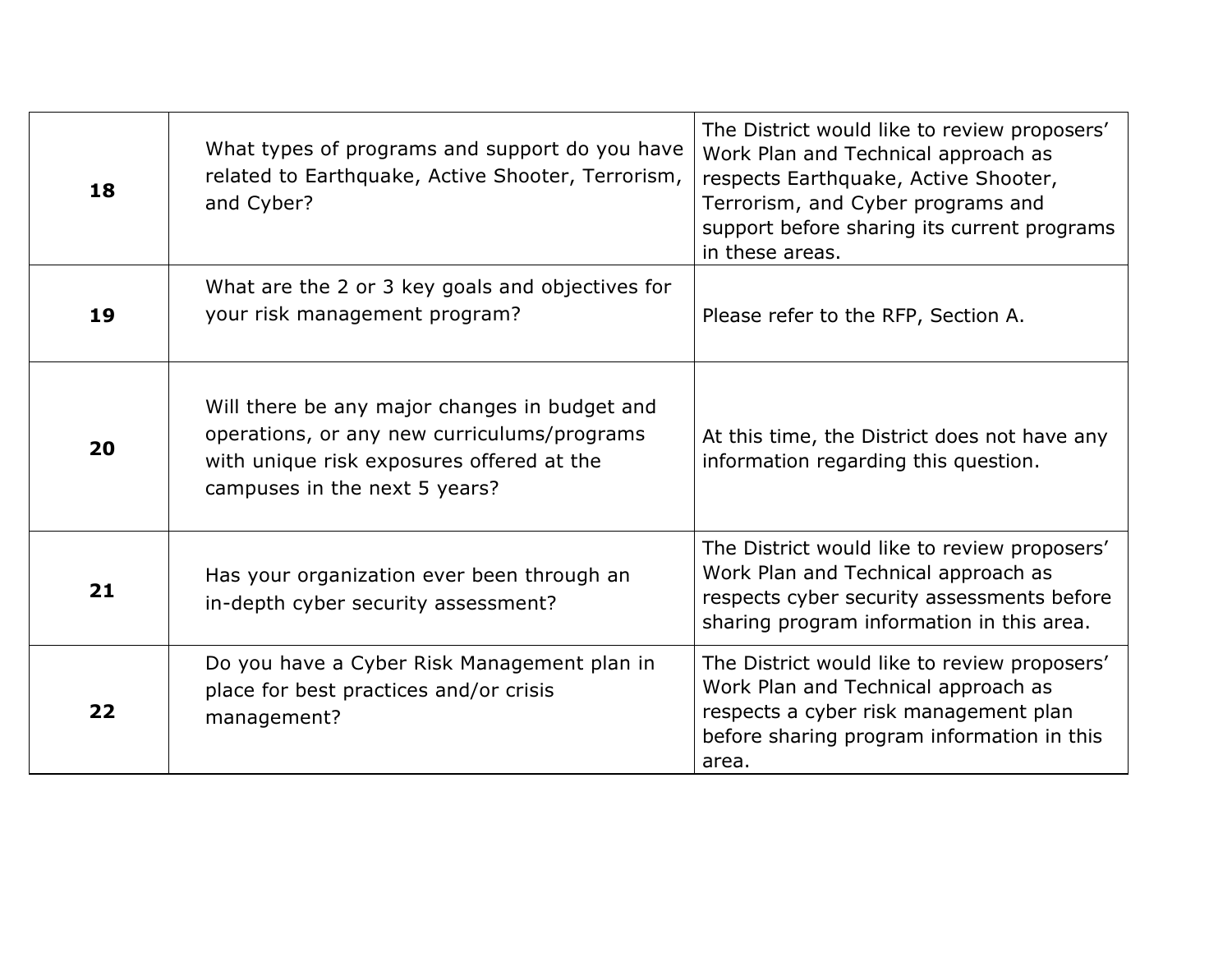| | | |
|---|---|---|
| **18** | What types of programs and support do you have related to Earthquake, Active Shooter, Terrorism, and Cyber? | The District would like to review proposers' Work Plan and Technical approach as respects Earthquake, Active Shooter, Terrorism, and Cyber programs and support before sharing its current programs in these areas. |
| **19** | What are the 2 or 3 key goals and objectives for your risk management program? | Please refer to the RFP, Section A. |
| **20** | Will there be any major changes in budget and operations, or any new curriculums/programs with unique risk exposures offered at the campuses in the next 5 years? | At this time, the District does not have any information regarding this question. |
| **21** | Has your organization ever been through an in-depth cyber security assessment? | The District would like to review proposers' Work Plan and Technical approach as respects cyber security assessments before sharing program information in this area. |
| **22** | Do you have a Cyber Risk Management plan in place for best practices and/or crisis management? | The District would like to review proposers' Work Plan and Technical approach as respects a cyber risk management plan before sharing program information in this area. |